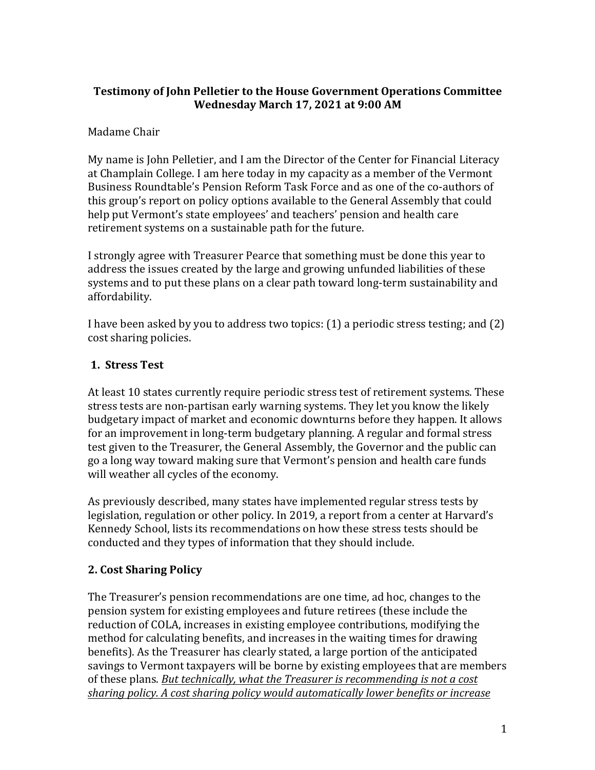**Testimony of John Pelletier to the House Government Operations Committee**
**Wednesday March 17, 2021 at 9:00 AM**

Madame Chair

My name is John Pelletier, and I am the Director of the Center for Financial Literacy at Champlain College. I am here today in my capacity as a member of the Vermont Business Roundtable's Pension Reform Task Force and as one of the co-authors of this group's report on policy options available to the General Assembly that could help put Vermont's state employees' and teachers' pension and health care retirement systems on a sustainable path for the future.

I strongly agree with Treasurer Pearce that something must be done this year to address the issues created by the large and growing unfunded liabilities of these systems and to put these plans on a clear path toward long-term sustainability and affordability.

I have been asked by you to address two topics: (1) a periodic stress testing; and (2) cost sharing policies.

## 1. Stress Test

At least 10 states currently require periodic stress test of retirement systems. These stress tests are non-partisan early warning systems. They let you know the likely budgetary impact of market and economic downturns before they happen. It allows for an improvement in long-term budgetary planning. A regular and formal stress test given to the Treasurer, the General Assembly, the Governor and the public can go a long way toward making sure that Vermont's pension and health care funds will weather all cycles of the economy.

As previously described, many states have implemented regular stress tests by legislation, regulation or other policy. In 2019, a report from a center at Harvard's Kennedy School, lists its recommendations on how these stress tests should be conducted and they types of information that they should include.

## 2. Cost Sharing Policy

The Treasurer's pension recommendations are one time, ad hoc, changes to the pension system for existing employees and future retirees (these include the reduction of COLA, increases in existing employee contributions, modifying the method for calculating benefits, and increases in the waiting times for drawing benefits). As the Treasurer has clearly stated, a large portion of the anticipated savings to Vermont taxpayers will be borne by existing employees that are members of these plans. *But technically, what the Treasurer is recommending is not a cost sharing policy. A cost sharing policy would automatically lower benefits or increase*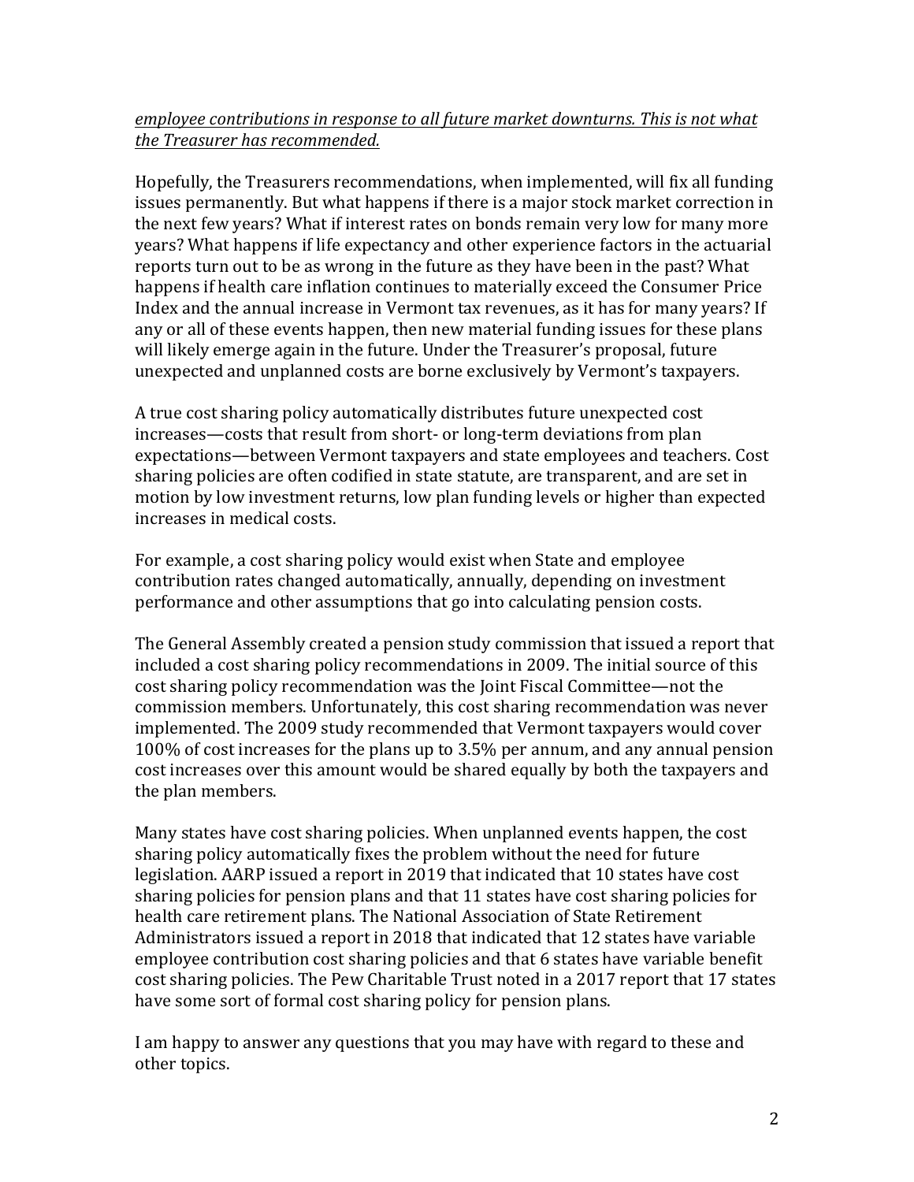*employee contributions in response to all future market downturns. This is not what the Treasurer has recommended.*

Hopefully, the Treasurers recommendations, when implemented, will fix all funding issues permanently. But what happens if there is a major stock market correction in the next few years? What if interest rates on bonds remain very low for many more years? What happens if life expectancy and other experience factors in the actuarial reports turn out to be as wrong in the future as they have been in the past? What happens if health care inflation continues to materially exceed the Consumer Price Index and the annual increase in Vermont tax revenues, as it has for many years? If any or all of these events happen, then new material funding issues for these plans will likely emerge again in the future. Under the Treasurer's proposal, future unexpected and unplanned costs are borne exclusively by Vermont's taxpayers.

A true cost sharing policy automatically distributes future unexpected cost increases—costs that result from short- or long-term deviations from plan expectations—between Vermont taxpayers and state employees and teachers. Cost sharing policies are often codified in state statute, are transparent, and are set in motion by low investment returns, low plan funding levels or higher than expected increases in medical costs.

For example, a cost sharing policy would exist when State and employee contribution rates changed automatically, annually, depending on investment performance and other assumptions that go into calculating pension costs.

The General Assembly created a pension study commission that issued a report that included a cost sharing policy recommendations in 2009. The initial source of this cost sharing policy recommendation was the Joint Fiscal Committee—not the commission members. Unfortunately, this cost sharing recommendation was never implemented. The 2009 study recommended that Vermont taxpayers would cover 100% of cost increases for the plans up to 3.5% per annum, and any annual pension cost increases over this amount would be shared equally by both the taxpayers and the plan members.

Many states have cost sharing policies. When unplanned events happen, the cost sharing policy automatically fixes the problem without the need for future legislation. AARP issued a report in 2019 that indicated that 10 states have cost sharing policies for pension plans and that 11 states have cost sharing policies for health care retirement plans. The National Association of State Retirement Administrators issued a report in 2018 that indicated that 12 states have variable employee contribution cost sharing policies and that 6 states have variable benefit cost sharing policies. The Pew Charitable Trust noted in a 2017 report that 17 states have some sort of formal cost sharing policy for pension plans.

I am happy to answer any questions that you may have with regard to these and other topics.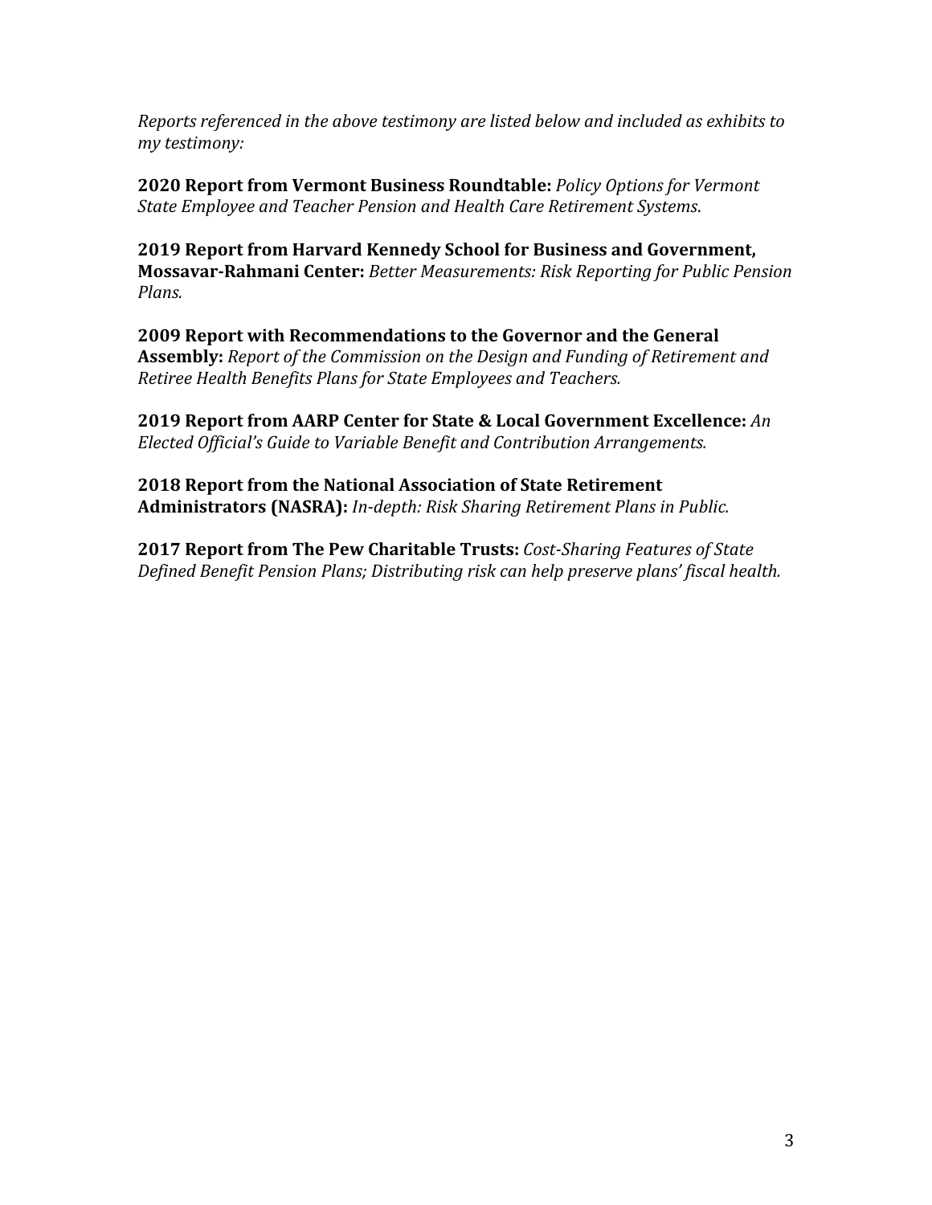*Reports referenced in the above testimony are listed below and included as exhibits to my testimony:*

**2020 Report from Vermont Business Roundtable:** *Policy Options for Vermont State Employee and Teacher Pension and Health Care Retirement Systems*.

**2019 Report from Harvard Kennedy School for Business and Government, Mossavar-Rahmani Center:** *Better Measurements: Risk Reporting for Public Pension Plans.*

**2009 Report with Recommendations to the Governor and the General Assembly:** *Report of the Commission on the Design and Funding of Retirement and Retiree Health Benefits Plans for State Employees and Teachers.*

**2019 Report from AARP Center for State & Local Government Excellence:** *An Elected Official's Guide to Variable Benefit and Contribution Arrangements.*

**2018 Report from the National Association of State Retirement Administrators (NASRA):** *In-depth: Risk Sharing Retirement Plans in Public.*

**2017 Report from The Pew Charitable Trusts:** *Cost-Sharing Features of State Defined Benefit Pension Plans; Distributing risk can help preserve plans' fiscal health.*